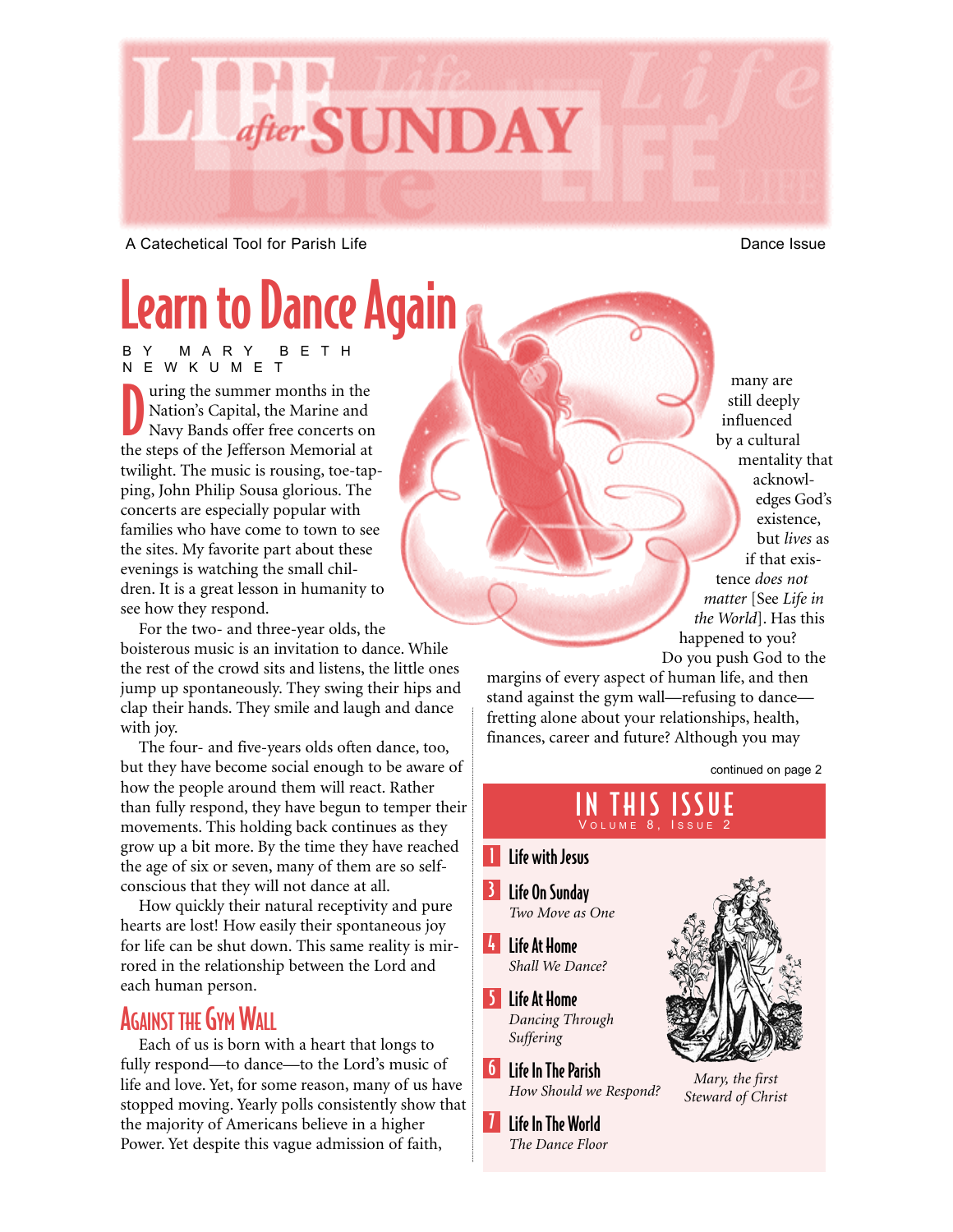# LIFE after SUNDAY

A Catechetical Tool for Parish Life

Dance Issue

## Learn to Dance Again

BY MARY BETH NEWKUMET

During the summer months in the Nation's Capital, the Marine and Navy Bands offer free concerts on the steps of the Jefferson Memorial at twilight. The music is rousing, toe-tapping, John Philip Sousa glorious. The concerts are especially popular with families who have come to town to see the sites. My favorite part about these evenings is watching the small children. It is a great lesson in humanity to see how they respond.

For the two- and three-year olds, the boisterous music is an invitation to dance. While the rest of the crowd sits and listens, the little ones jump up spontaneously. They swing their hips and clap their hands. They smile and laugh and dance with joy.

The four- and five-years olds often dance, too, but they have become social enough to be aware of how the people around them will react. Rather than fully respond, they have begun to temper their movements. This holding back continues as they grow up a bit more. By the time they have reached the age of six or seven, many of them are so self-conscious that they will not dance at all.

How quickly their natural receptivity and pure hearts are lost! How easily their spontaneous joy for life can be shut down. This same reality is mirrored in the relationship between the Lord and each human person.

### Against the Gym Wall

Each of us is born with a heart that longs to fully respond—to dance—to the Lord's music of life and love. Yet, for some reason, many of us have stopped moving. Yearly polls consistently show that the majority of Americans believe in a higher Power. Yet despite this vague admission of faith, many are still deeply influenced by a cultural mentality that acknowledges God's existence, but *lives* as if that existence *does not matter* [See *Life in the World*]. Has this happened to you?

Do you push God to the margins of every aspect of human life, and then stand against the gym wall—refusing to dance—fretting alone about your relationships, health, finances, career and future? Although you may

continued on page 2

## IN THIS ISSUE

VOLUME 8, ISSUE 2

- **1** Life with Jesus
- **3** Life On Sunday — *Two Move as One*
- **4** Life At Home — *Shall We Dance?*
- **5** Life At Home — *Dancing Through Suffering*
- **6** Life In The Parish — *How Should we Respond?*
- **7** Life In The World — *The Dance Floor*

*Mary, the first Steward of Christ*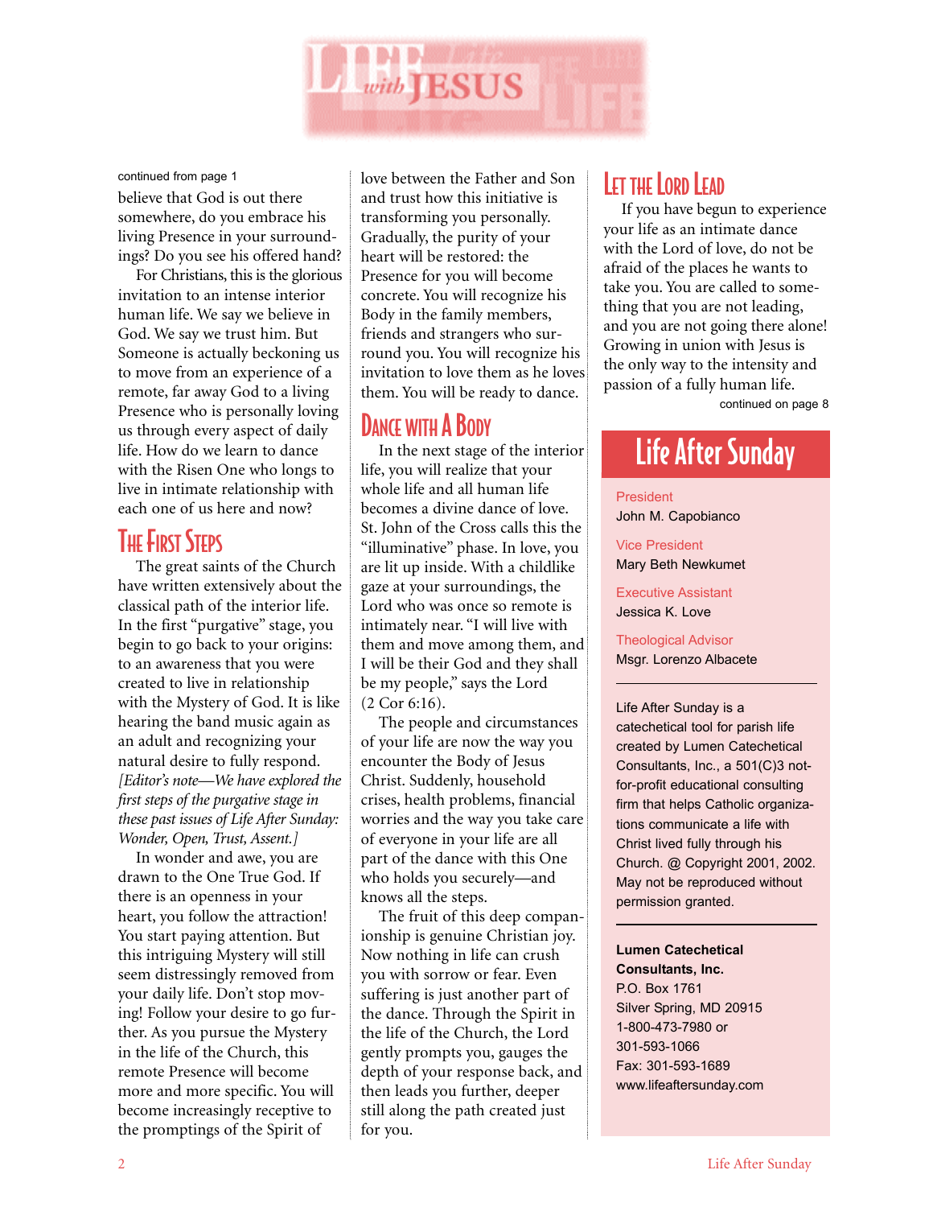# Life with Jesus

continued from page 1

believe that God is out there somewhere, do you embrace his living Presence in your surroundings? Do you see his offered hand?

For Christians, this is the glorious invitation to an intense interior human life. We say we believe in God. We say we trust him. But Someone is actually beckoning us to move from an experience of a remote, far away God to a living Presence who is personally loving us through every aspect of daily life. How do we learn to dance with the Risen One who longs to live in intimate relationship with each one of us here and now?

## The First Steps

The great saints of the Church have written extensively about the classical path of the interior life. In the first "purgative" stage, you begin to go back to your origins: to an awareness that you were created to live in relationship with the Mystery of God. It is like hearing the band music again as an adult and recognizing your natural desire to fully respond. *[Editor's note—We have explored the first steps of the purgative stage in these past issues of Life After Sunday: Wonder, Open, Trust, Assent.]*

In wonder and awe, you are drawn to the One True God. If there is an openness in your heart, you follow the attraction! You start paying attention. But this intriguing Mystery will still seem distressingly removed from your daily life. Don't stop moving! Follow your desire to go further. As you pursue the Mystery in the life of the Church, this remote Presence will become more and more specific. You will become increasingly receptive to the promptings of the Spirit of love between the Father and Son and trust how this initiative is transforming you personally. Gradually, the purity of your heart will be restored: the Presence for you will become concrete. You will recognize his Body in the family members, friends and strangers who surround you. You will recognize his invitation to love them as he loves them. You will be ready to dance.

## Dance with a Body

In the next stage of the interior life, you will realize that your whole life and all human life becomes a divine dance of love. St. John of the Cross calls this the "illuminative" phase. In love, you are lit up inside. With a childlike gaze at your surroundings, the Lord who was once so remote is intimately near. "I will live with them and move among them, and I will be their God and they shall be my people," says the Lord (2 Cor 6:16).

The people and circumstances of your life are now the way you encounter the Body of Jesus Christ. Suddenly, household crises, health problems, financial worries and the way you take care of everyone in your life are all part of the dance with this One who holds you securely—and knows all the steps.

The fruit of this deep companionship is genuine Christian joy. Now nothing in life can crush you with sorrow or fear. Even suffering is just another part of the dance. Through the Spirit in the life of the Church, the Lord gently prompts you, gauges the depth of your response back, and then leads you further, deeper still along the path created just for you.

## Let the Lord Lead

If you have begun to experience your life as an intimate dance with the Lord of love, do not be afraid of the places he wants to take you. You are called to something that you are not leading, and you are not going there alone! Growing in union with Jesus is the only way to the intensity and passion of a fully human life.

continued on page 8

## Life After Sunday

President
John M. Capobianco

Vice President
Mary Beth Newkumet

Executive Assistant
Jessica K. Love

Theological Advisor
Msgr. Lorenzo Albacete

---

Life After Sunday is a catechetical tool for parish life created by Lumen Catechetical Consultants, Inc., a 501(C)3 not-for-profit educational consulting firm that helps Catholic organizations communicate a life with Christ lived fully through his Church. @ Copyright 2001, 2002. May not be reproduced without permission granted.

---

**Lumen Catechetical Consultants, Inc.**
P.O. Box 1761
Silver Spring, MD 20915
1-800-473-7980 or
301-593-1066
Fax: 301-593-1689
www.lifeaftersunday.com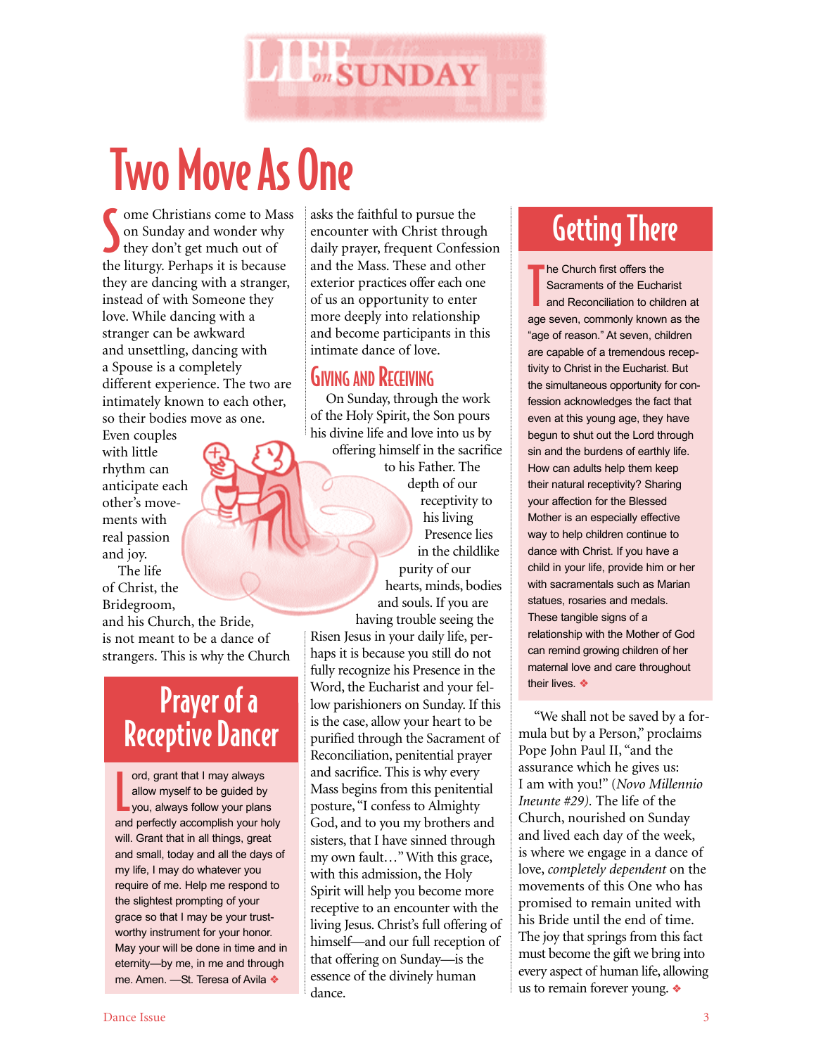# Two Move As One

Some Christians come to Mass on Sunday and wonder why they don't get much out of the liturgy. Perhaps it is because they are dancing with a stranger, instead of with Someone they love. While dancing with a stranger can be awkward and unsettling, dancing with a Spouse is a completely different experience. The two are intimately known to each other, so their bodies move as one. Even couples with little rhythm can anticipate each other's movements with real passion and joy.

The life of Christ, the Bridegroom, and his Church, the Bride, is not meant to be a dance of strangers. This is why the Church asks the faithful to pursue the encounter with Christ through daily prayer, frequent Confession and the Mass. These and other exterior practices offer each one of us an opportunity to enter more deeply into relationship and become participants in this intimate dance of love.

## Giving and Receiving

On Sunday, through the work of the Holy Spirit, the Son pours his divine life and love into us by offering himself in the sacrifice to his Father. The depth of our receptivity to his living Presence lies in the childlike purity of our hearts, minds, bodies and souls. If you are having trouble seeing the Risen Jesus in your daily life, perhaps it is because you still do not fully recognize his Presence in the Word, the Eucharist and your fellow parishioners on Sunday. If this is the case, allow your heart to be purified through the Sacrament of Reconciliation, penitential prayer and sacrifice. This is why every Mass begins from this penitential posture, "I confess to Almighty God, and to you my brothers and sisters, that I have sinned through my own fault…" With this grace, with this admission, the Holy Spirit will help you become more receptive to an encounter with the living Jesus. Christ's full offering of himself—and our full reception of that offering on Sunday—is the essence of the divinely human dance.

## Prayer of a Receptive Dancer

Lord, grant that I may always allow myself to be guided by you, always follow your plans and perfectly accomplish your holy will. Grant that in all things, great and small, today and all the days of my life, I may do whatever you require of me. Help me respond to the slightest prompting of your grace so that I may be your trustworthy instrument for your honor. May your will be done in time and in eternity—by me, in me and through me. Amen. —St. Teresa of Avila ❖

## Getting There

The Church first offers the Sacraments of the Eucharist and Reconciliation to children at age seven, commonly known as the "age of reason." At seven, children are capable of a tremendous receptivity to Christ in the Eucharist. But the simultaneous opportunity for confession acknowledges the fact that even at this young age, they have begun to shut out the Lord through sin and the burdens of earthly life. How can adults help them keep their natural receptivity? Sharing your affection for the Blessed Mother is an especially effective way to help children continue to dance with Christ. If you have a child in your life, provide him or her with sacramentals such as Marian statues, rosaries and medals. These tangible signs of a relationship with the Mother of God can remind growing children of her maternal love and care throughout their lives. ❖

"We shall not be saved by a formula but by a Person," proclaims Pope John Paul II, "and the assurance which he gives us: I am with you!" (*Novo Millennio Ineunte #29*). The life of the Church, nourished on Sunday and lived each day of the week, is where we engage in a dance of love, *completely dependent* on the movements of this One who has promised to remain united with his Bride until the end of time. The joy that springs from this fact must become the gift we bring into every aspect of human life, allowing us to remain forever young. ❖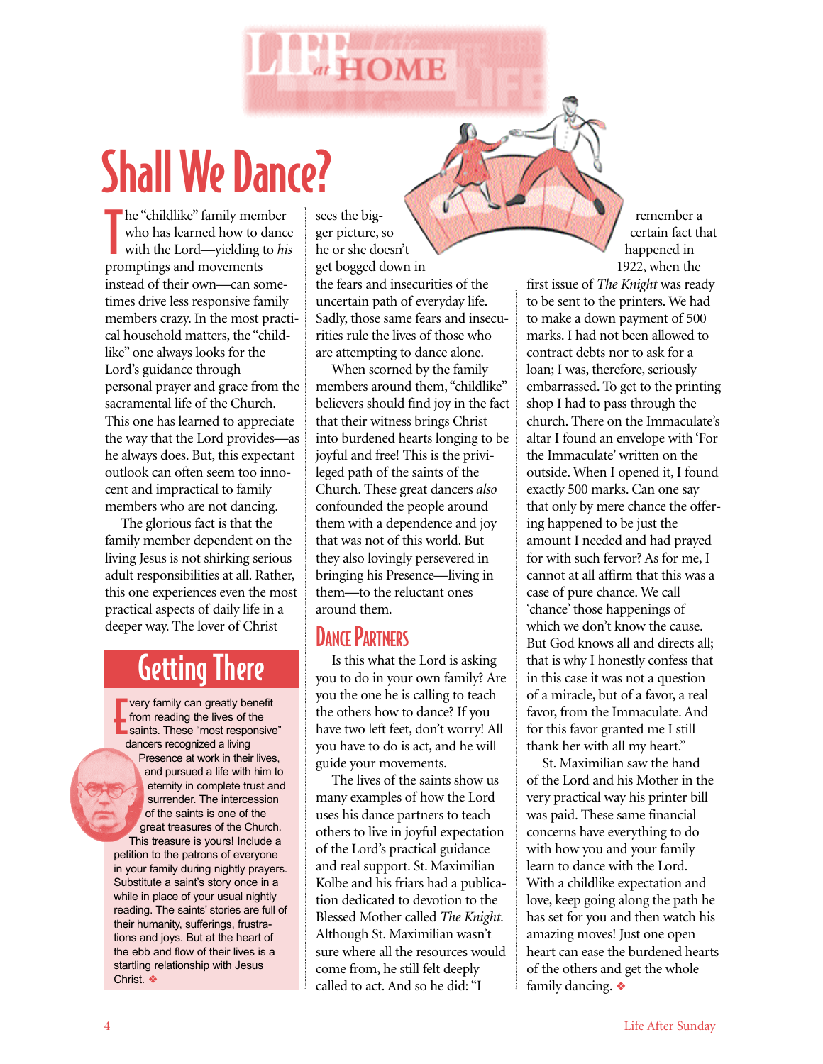# Shall We Dance?

The "childlike" family member who has learned how to dance with the Lord—yielding to *his* promptings and movements instead of their own—can sometimes drive less responsive family members crazy. In the most practical household matters, the "childlike" one always looks for the Lord's guidance through personal prayer and grace from the sacramental life of the Church. This one has learned to appreciate the way that the Lord provides—as he always does. But, this expectant outlook can often seem too innocent and impractical to family members who are not dancing.

The glorious fact is that the family member dependent on the living Jesus is not shirking serious adult responsibilities at all. Rather, this one experiences even the most practical aspects of daily life in a deeper way. The lover of Christ sees the bigger picture, so he or she doesn't get bogged down in the fears and insecurities of the uncertain path of everyday life. Sadly, those same fears and insecurities rule the lives of those who are attempting to dance alone.

When scorned by the family members around them, "childlike" believers should find joy in the fact that their witness brings Christ into burdened hearts longing to be joyful and free! This is the privileged path of the saints of the Church. These great dancers *also* confounded the people around them with a dependence and joy that was not of this world. But they also lovingly persevered in bringing his Presence—living in them—to the reluctant ones around them.

## Dance Partners

Is this what the Lord is asking you to do in your own family? Are you the one he is calling to teach the others how to dance? If you have two left feet, don't worry! All you have to do is act, and he will guide your movements.

The lives of the saints show us many examples of how the Lord uses his dance partners to teach others to live in joyful expectation of the Lord's practical guidance and real support. St. Maximilian Kolbe and his friars had a publication dedicated to devotion to the Blessed Mother called *The Knight.* Although St. Maximilian wasn't sure where all the resources would come from, he still felt deeply called to act. And so he did: "I remember a certain fact that happened in 1922, when the first issue of *The Knight* was ready to be sent to the printers. We had to make a down payment of 500 marks. I had not been allowed to contract debts nor to ask for a loan; I was, therefore, seriously embarrassed. To get to the printing shop I had to pass through the church. There on the Immaculate's altar I found an envelope with 'For the Immaculate' written on the outside. When I opened it, I found exactly 500 marks. Can one say that only by mere chance the offering happened to be just the amount I needed and had prayed for with such fervor? As for me, I cannot at all affirm that this was a case of pure chance. We call 'chance' those happenings of which we don't know the cause. But God knows all and directs all; that is why I honestly confess that in this case it was not a question of a miracle, but of a favor, a real favor, from the Immaculate. And for this favor granted me I still thank her with all my heart."

St. Maximilian saw the hand of the Lord and his Mother in the very practical way his printer bill was paid. These same financial concerns have everything to do with how you and your family learn to dance with the Lord. With a childlike expectation and love, keep going along the path he has set for you and then watch his amazing moves! Just one open heart can ease the burdened hearts of the others and get the whole family dancing. ❖

## Getting There

Every family can greatly benefit from reading the lives of the saints. These "most responsive" dancers recognized a living Presence at work in their lives, and pursued a life with him to eternity in complete trust and surrender. The intercession of the saints is one of the great treasures of the Church. This treasure is yours! Include a petition to the patrons of everyone in your family during nightly prayers. Substitute a saint's story once in a while in place of your usual nightly reading. The saints' stories are full of their humanity, sufferings, frustrations and joys. But at the heart of the ebb and flow of their lives is a startling relationship with Jesus Christ. ❖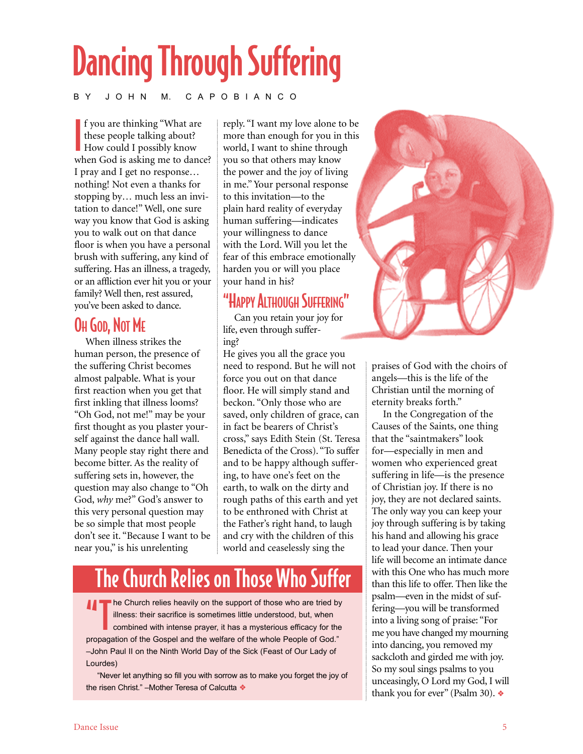# Dancing Through Suffering

BY JOHN M. CAPOBIANCO

If you are thinking "What are these people talking about? How could I possibly know when God is asking me to dance? I pray and I get no response… nothing! Not even a thanks for stopping by… much less an invitation to dance!" Well, one sure way you know that God is asking you to walk out on that dance floor is when you have a personal brush with suffering, any kind of suffering. Has an illness, a tragedy, or an affliction ever hit you or your family? Well then, rest assured, you've been asked to dance.

## Oh God, Not Me

When illness strikes the human person, the presence of the suffering Christ becomes almost palpable. What is your first reaction when you get that first inkling that illness looms? "Oh God, not me!" may be your first thought as you plaster yourself against the dance hall wall. Many people stay right there and become bitter. As the reality of suffering sets in, however, the question may also change to "Oh God, *why* me?" God's answer to this very personal question may be so simple that most people don't see it. "Because I want to be near you," is his unrelenting reply. "I want my love alone to be more than enough for you in this world, I want to shine through you so that others may know the power and the joy of living in me." Your personal response to this invitation—to the plain hard reality of everyday human suffering—indicates your willingness to dance with the Lord. Will you let the fear of this embrace emotionally harden you or will you place your hand in his?

## "Happy Although Suffering"

Can you retain your joy for life, even through suffering?

He gives you all the grace you need to respond. But he will not force you out on that dance floor. He will simply stand and beckon. "Only those who are saved, only children of grace, can in fact be bearers of Christ's cross," says Edith Stein (St. Teresa Benedicta of the Cross). "To suffer and to be happy although suffering, to have one's feet on the earth, to walk on the dirty and rough paths of this earth and yet to be enthroned with Christ at the Father's right hand, to laugh and cry with the children of this world and ceaselessly sing the praises of God with the choirs of angels—this is the life of the Christian until the morning of eternity breaks forth."

In the Congregation of the Causes of the Saints, one thing that the "saintmakers" look for—especially in men and women who experienced great suffering in life—is the presence of Christian joy. If there is no joy, they are not declared saints. The only way you can keep your joy through suffering is by taking his hand and allowing his grace to lead your dance. Then your life will become an intimate dance with this One who has much more than this life to offer. Then like the psalm—even in the midst of suffering—you will be transformed into a living song of praise: "For me you have changed my mourning into dancing, you removed my sackcloth and girded me with joy. So my soul sings psalms to you unceasingly, O Lord my God, I will thank you for ever" (Psalm 30). ❖

## The Church Relies on Those Who Suffer

"The Church relies heavily on the support of those who are tried by illness: their sacrifice is sometimes little understood, but, when combined with intense prayer, it has a mysterious efficacy for the propagation of the Gospel and the welfare of the whole People of God." –John Paul II on the Ninth World Day of the Sick (Feast of Our Lady of Lourdes)

"Never let anything so fill you with sorrow as to make you forget the joy of the risen Christ." –Mother Teresa of Calcutta ❖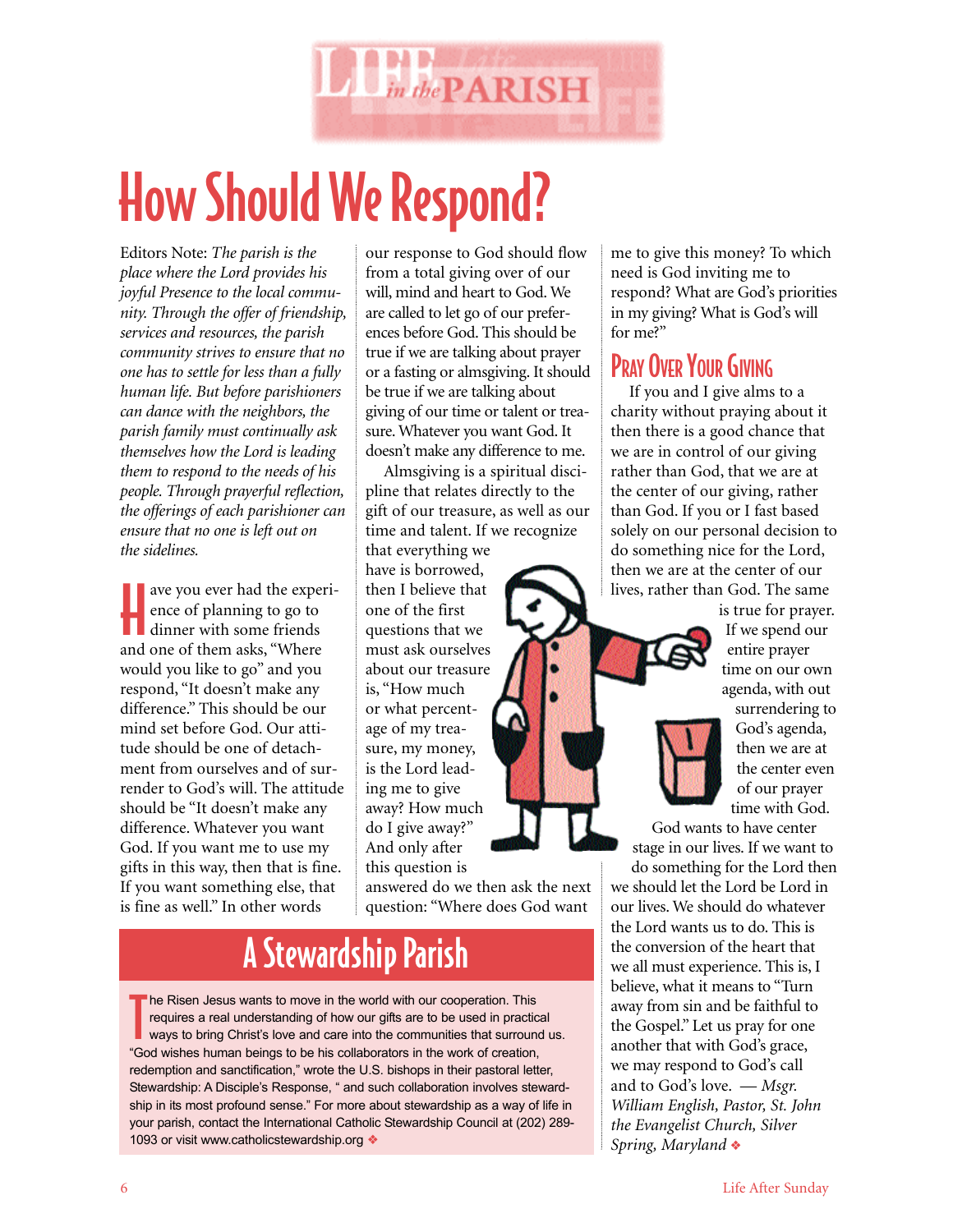# How Should We Respond?

Editors Note: *The parish is the place where the Lord provides his joyful Presence to the local community. Through the offer of friendship, services and resources, the parish community strives to ensure that no one has to settle for less than a fully human life. But before parishioners can dance with the neighbors, the parish family must continually ask themselves how the Lord is leading them to respond to the needs of his people. Through prayerful reflection, the offerings of each parishioner can ensure that no one is left out on the sidelines.*

Have you ever had the experience of planning to go to dinner with some friends and one of them asks, "Where would you like to go" and you respond, "It doesn't make any difference." This should be our mind set before God. Our attitude should be one of detachment from ourselves and of surrender to God's will. The attitude should be "It doesn't make any difference. Whatever you want God. If you want me to use my gifts in this way, then that is fine. If you want something else, that is fine as well." In other words our response to God should flow from a total giving over of our will, mind and heart to God. We are called to let go of our preferences before God. This should be true if we are talking about prayer or a fasting or almsgiving. It should be true if we are talking about giving of our time or talent or treasure. Whatever you want God. It doesn't make any difference to me.

Almsgiving is a spiritual discipline that relates directly to the gift of our treasure, as well as our time and talent. If we recognize that everything we have is borrowed, then I believe that one of the first questions that we must ask ourselves about our treasure is, "How much or what percentage of my treasure, my money, is the Lord leading me to give away? How much do I give away?" And only after this question is answered do we then ask the next question: "Where does God want me to give this money? To which need is God inviting me to respond? What are God's priorities in my giving? What is God's will for me?"

## Pray Over Your Giving

If you and I give alms to a charity without praying about it then there is a good chance that we are in control of our giving rather than God, that we are at the center of our giving, rather than God. If you or I fast based solely on our personal decision to do something nice for the Lord, then we are at the center of our lives, rather than God. The same is true for prayer. If we spend our entire prayer time on our own agenda, with out surrendering to God's agenda, then we are at the center even of our prayer time with God.

God wants to have center stage in our lives. If we want to do something for the Lord then we should let the Lord be Lord in our lives. We should do whatever the Lord wants us to do. This is the conversion of the heart that we all must experience. This is, I believe, what it means to "Turn away from sin and be faithful to the Gospel." Let us pray for one another that with God's grace, we may respond to God's call and to God's love. — *Msgr. William English, Pastor, St. John the Evangelist Church, Silver Spring, Maryland* ❖

## A Stewardship Parish

The Risen Jesus wants to move in the world with our cooperation. This requires a real understanding of how our gifts are to be used in practical ways to bring Christ's love and care into the communities that surround us. "God wishes human beings to be his collaborators in the work of creation, redemption and sanctification," wrote the U.S. bishops in their pastoral letter, Stewardship: A Disciple's Response, " and such collaboration involves stewardship in its most profound sense." For more about stewardship as a way of life in your parish, contact the International Catholic Stewardship Council at (202) 289-1093 or visit www.catholicstewardship.org ❖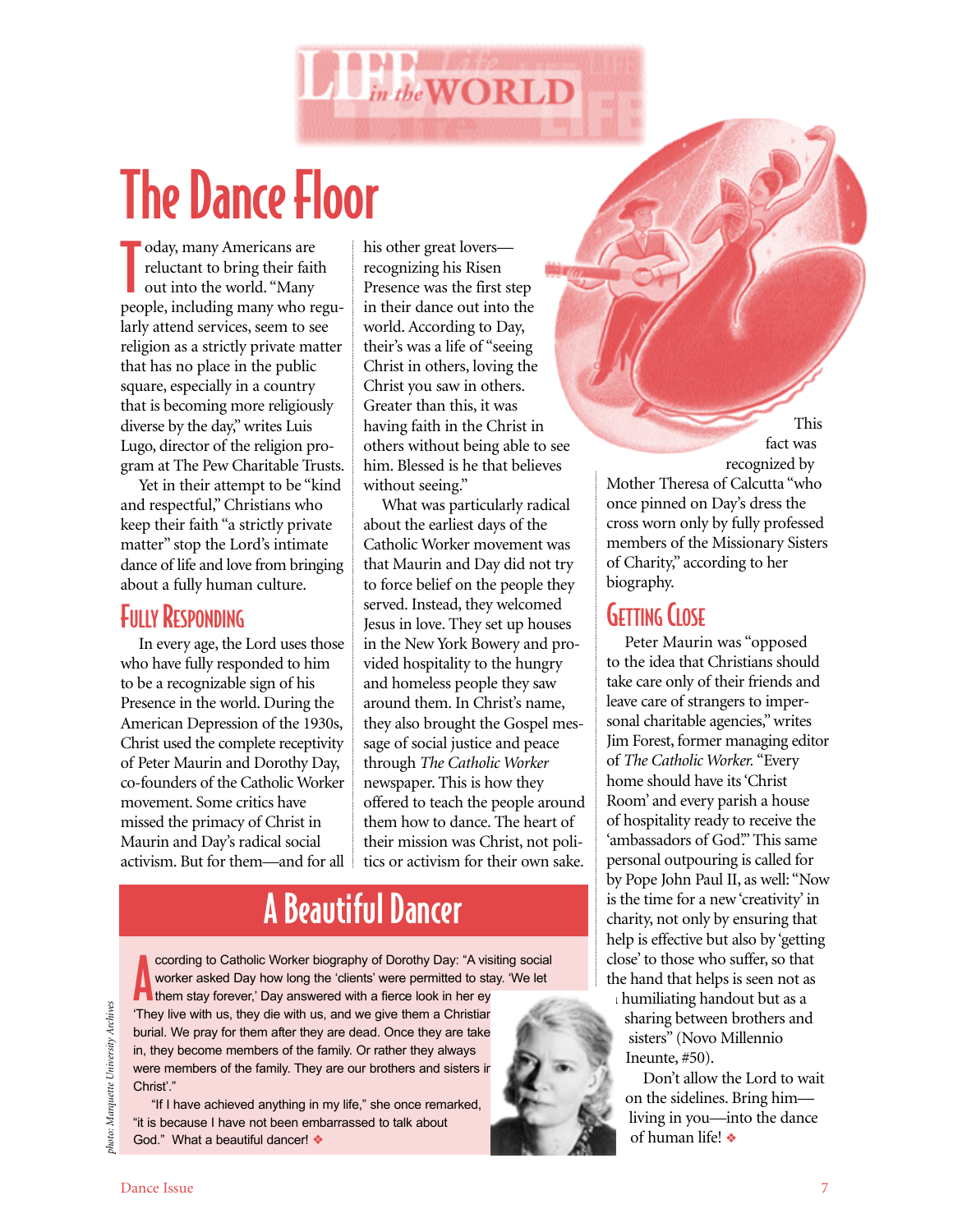# The Dance Floor

Today, many Americans are reluctant to bring their faith out into the world. "Many people, including many who regularly attend services, seem to see religion as a strictly private matter that has no place in the public square, especially in a country that is becoming more religiously diverse by the day," writes Luis Lugo, director of the religion program at The Pew Charitable Trusts.

Yet in their attempt to be "kind and respectful," Christians who keep their faith "a strictly private matter" stop the Lord's intimate dance of life and love from bringing about a fully human culture.

## Fully Responding

In every age, the Lord uses those who have fully responded to him to be a recognizable sign of his Presence in the world. During the American Depression of the 1930s, Christ used the complete receptivity of Peter Maurin and Dorothy Day, co-founders of the Catholic Worker movement. Some critics have missed the primacy of Christ in Maurin and Day's radical social activism. But for them—and for all his other great lovers—recognizing his Risen Presence was the first step in their dance out into the world. According to Day, their's was a life of "seeing Christ in others, loving the Christ you saw in others. Greater than this, it was having faith in the Christ in others without being able to see him. Blessed is he that believes without seeing."

What was particularly radical about the earliest days of the Catholic Worker movement was that Maurin and Day did not try to force belief on the people they served. Instead, they welcomed Jesus in love. They set up houses in the New York Bowery and provided hospitality to the hungry and homeless people they saw around them. In Christ's name, they also brought the Gospel message of social justice and peace through *The Catholic Worker* newspaper. This is how they offered to teach the people around them how to dance. The heart of their mission was Christ, not politics or activism for their own sake.

This fact was recognized by Mother Theresa of Calcutta "who once pinned on Day's dress the cross worn only by fully professed members of the Missionary Sisters of Charity," according to her biography.

## Getting Close

Peter Maurin was "opposed to the idea that Christians should take care only of their friends and leave care of strangers to impersonal charitable agencies," writes Jim Forest, former managing editor of *The Catholic Worker.* "Every home should have its 'Christ Room' and every parish a house of hospitality ready to receive the 'ambassadors of God.'" This same personal outpouring is called for by Pope John Paul II, as well: "Now is the time for a new 'creativity' in charity, not only by ensuring that help is effective but also by 'getting close' to those who suffer, so that the hand that helps is seen not as a humiliating handout but as a sharing between brothers and sisters" (Novo Millennio Ineunte, #50).

Don't allow the Lord to wait on the sidelines. Bring him—living in you—into the dance of human life! ❖

## A Beautiful Dancer

According to Catholic Worker biography of Dorothy Day: "A visiting social worker asked Day how long the 'clients' were permitted to stay. 'We let them stay forever,' Day answered with a fierce look in her eye. 'They live with us, they die with us, and we give them a Christian burial. We pray for them after they are dead. Once they are taken in, they become members of the family. Or rather they always were members of the family. They are our brothers and sisters in Christ'."

"If I have achieved anything in my life," she once remarked, "it is because I have not been embarrassed to talk about God." What a beautiful dancer! ❖

photo: Marquette University Archives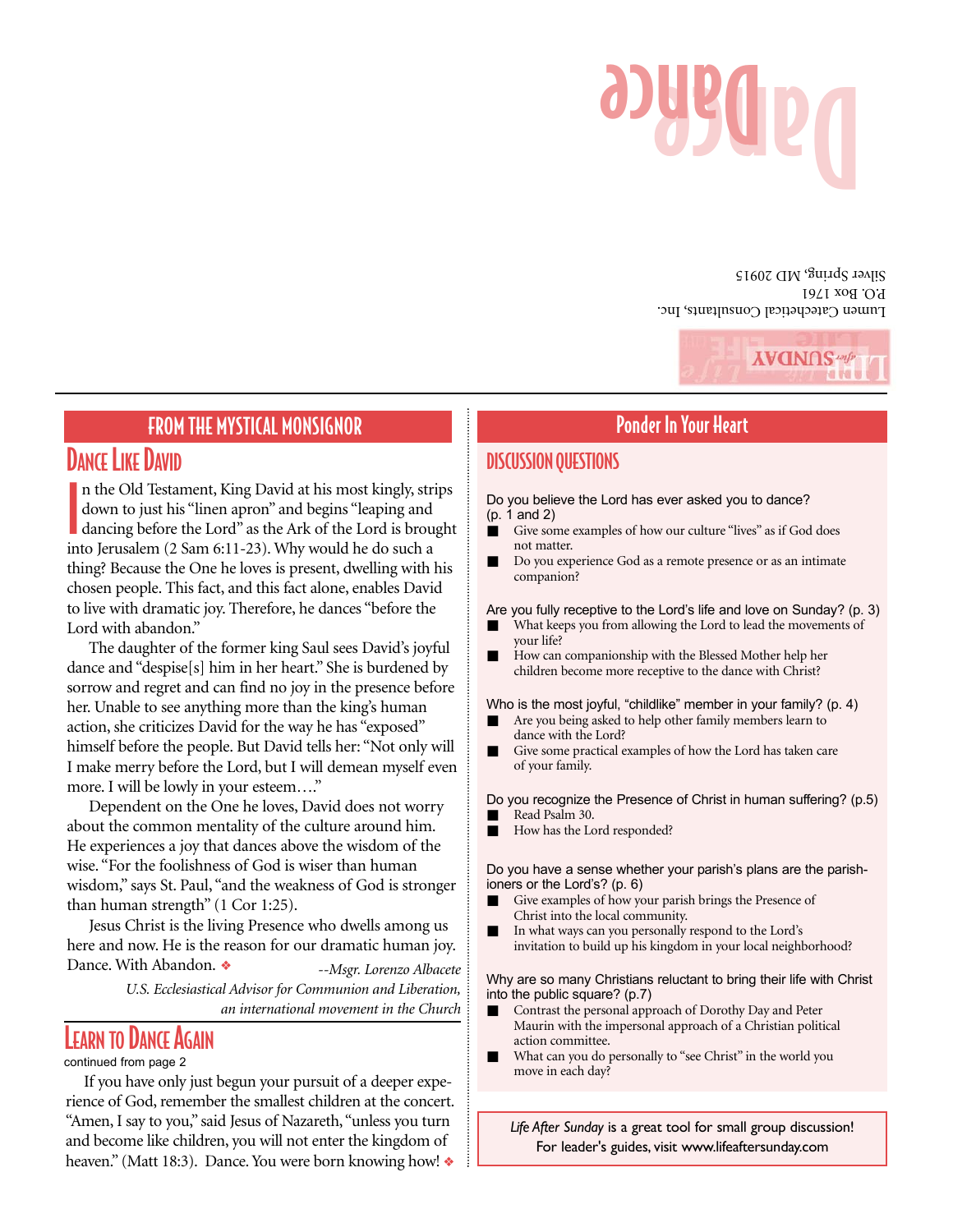Dance

Lumen Catechetical Consultants, Inc.
P.O. Box 1761
Silver Spring, MD 20915

## FROM THE MYSTICAL MONSIGNOR

### Dance Like David

In the Old Testament, King David at his most kingly, strips down to just his "linen apron" and begins "leaping and dancing before the Lord" as the Ark of the Lord is brought into Jerusalem (2 Sam 6:11-23). Why would he do such a thing? Because the One he loves is present, dwelling with his chosen people. This fact, and this fact alone, enables David to live with dramatic joy. Therefore, he dances "before the Lord with abandon."

The daughter of the former king Saul sees David's joyful dance and "despise[s] him in her heart." She is burdened by sorrow and regret and can find no joy in the presence before her. Unable to see anything more than the king's human action, she criticizes David for the way he has "exposed" himself before the people. But David tells her: "Not only will I make merry before the Lord, but I will demean myself even more. I will be lowly in your esteem…."

Dependent on the One he loves, David does not worry about the common mentality of the culture around him. He experiences a joy that dances above the wisdom of the wise. "For the foolishness of God is wiser than human wisdom," says St. Paul, "and the weakness of God is stronger than human strength" (1 Cor 1:25).

Jesus Christ is the living Presence who dwells among us here and now. He is the reason for our dramatic human joy. Dance. With Abandon. ❖

*--Msgr. Lorenzo Albacete*
*U.S. Ecclesiastical Advisor for Communion and Liberation, an international movement in the Church*

### Learn to Dance Again

continued from page 2

If you have only just begun your pursuit of a deeper experience of God, remember the smallest children at the concert. "Amen, I say to you," said Jesus of Nazareth, "unless you turn and become like children, you will not enter the kingdom of heaven." (Matt 18:3). Dance. You were born knowing how! ❖

## Ponder In Your Heart

### DISCUSSION QUESTIONS

Do you believe the Lord has ever asked you to dance? (p. 1 and 2)

- Give some examples of how our culture "lives" as if God does not matter.
- Do you experience God as a remote presence or as an intimate companion?

Are you fully receptive to the Lord's life and love on Sunday? (p. 3)

- What keeps you from allowing the Lord to lead the movements of your life?
- How can companionship with the Blessed Mother help her children become more receptive to the dance with Christ?

Who is the most joyful, "childlike" member in your family? (p. 4)

- Are you being asked to help other family members learn to dance with the Lord?
- Give some practical examples of how the Lord has taken care of your family.

Do you recognize the Presence of Christ in human suffering? (p.5)

- Read Psalm 30.
- How has the Lord responded?

Do you have a sense whether your parish's plans are the parishioners or the Lord's? (p. 6)

- Give examples of how your parish brings the Presence of Christ into the local community.
- In what ways can you personally respond to the Lord's invitation to build up his kingdom in your local neighborhood?

Why are so many Christians reluctant to bring their life with Christ into the public square? (p.7)

- Contrast the personal approach of Dorothy Day and Peter Maurin with the impersonal approach of a Christian political action committee.
- What can you do personally to "see Christ" in the world you move in each day?

*Life After Sunday* is a great tool for small group discussion!
For leader's guides, visit www.lifeaftersunday.com